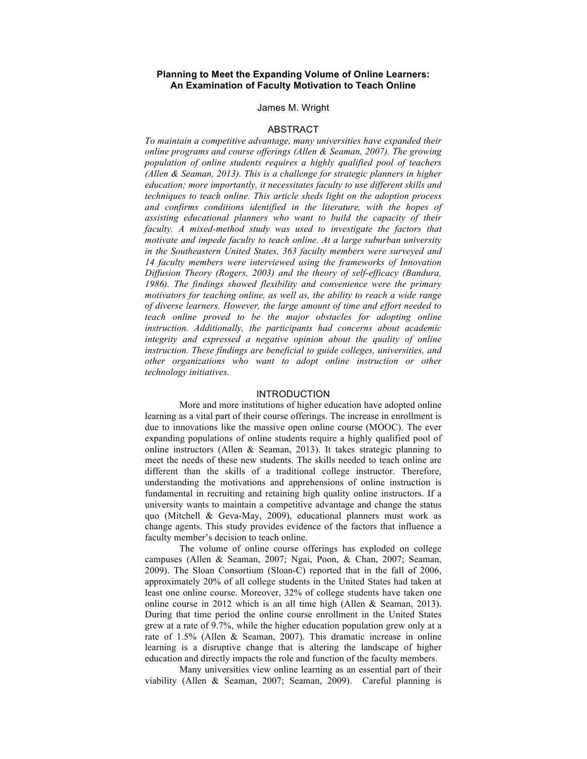# Planning to Meet the Expanding Volume of Online Learners: An Examination of Faculty Motivation to Teach Online

James M. Wright

## ABSTRACT

*To maintain a competitive advantage, many universities have expanded their online programs and course offerings (Allen & Seaman, 2007). The growing population of online students requires a highly qualified pool of teachers (Allen & Seaman, 2013). This is a challenge for strategic planners in higher education; more importantly, it necessitates faculty to use different skills and techniques to teach online. This article sheds light on the adoption process and confirms conditions identified in the literature, with the hopes of assisting educational planners who want to build the capacity of their faculty. A mixed-method study was used to investigate the factors that motivate and impede faculty to teach online. At a large suburban university in the Southeastern United States, 363 faculty members were surveyed and 14 faculty members were interviewed using the frameworks of Innovation Diffusion Theory (Rogers, 2003) and the theory of self-efficacy (Bandura, 1986). The findings showed flexibility and convenience were the primary motivators for teaching online, as well as, the ability to reach a wide range of diverse learners. However, the large amount of time and effort needed to teach online proved to be the major obstacles for adopting online instruction. Additionally, the participants had concerns about academic integrity and expressed a negative opinion about the quality of online instruction. These findings are beneficial to guide colleges, universities, and other organizations who want to adopt online instruction or other technology initiatives.*

## INTRODUCTION

More and more institutions of higher education have adopted online learning as a vital part of their course offerings. The increase in enrollment is due to innovations like the massive open online course (MOOC). The ever expanding populations of online students require a highly qualified pool of online instructors (Allen & Seaman, 2013). It takes strategic planning to meet the needs of these new students. The skills needed to teach online are different than the skills of a traditional college instructor. Therefore, understanding the motivations and apprehensions of online instruction is fundamental in recruiting and retaining high quality online instructors. If a university wants to maintain a competitive advantage and change the status quo (Mitchell & Geva-May, 2009), educational planners must work as change agents. This study provides evidence of the factors that influence a faculty member's decision to teach online.

The volume of online course offerings has exploded on college campuses (Allen & Seaman, 2007; Ngai, Poon, & Chan, 2007; Seaman, 2009). The Sloan Consortium (Sloan-C) reported that in the fall of 2006, approximately 20% of all college students in the United States had taken at least one online course. Moreover, 32% of college students have taken one online course in 2012 which is an all time high (Allen & Seaman, 2013). During that time period the online course enrollment in the United States grew at a rate of 9.7%, while the higher education population grew only at a rate of 1.5% (Allen & Seaman, 2007). This dramatic increase in online learning is a disruptive change that is altering the landscape of higher education and directly impacts the role and function of the faculty members.

Many universities view online learning as an essential part of their viability (Allen & Seaman, 2007; Seaman, 2009). Careful planning is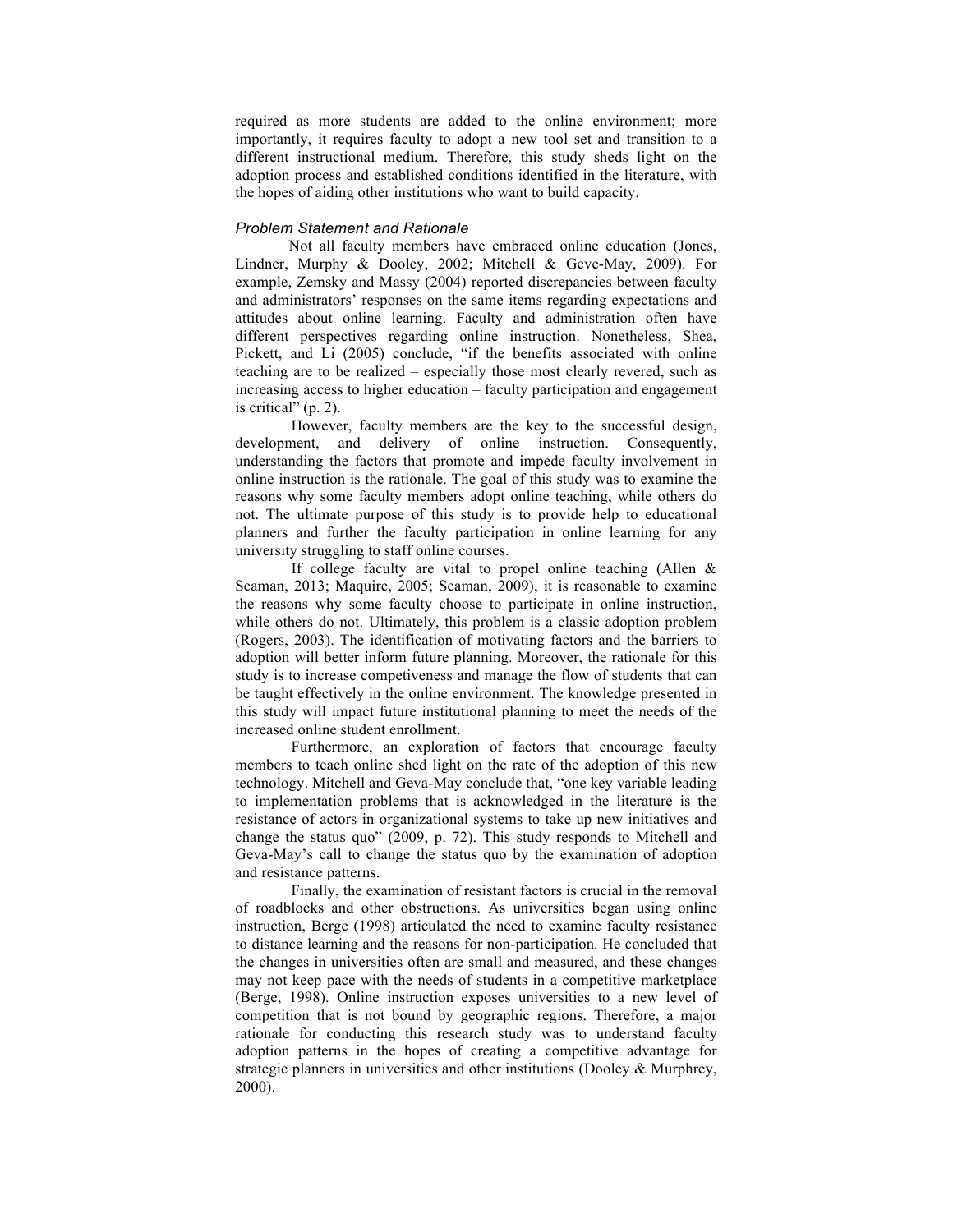required as more students are added to the online environment; more importantly, it requires faculty to adopt a new tool set and transition to a different instructional medium. Therefore, this study sheds light on the adoption process and established conditions identified in the literature, with the hopes of aiding other institutions who want to build capacity.

### *Problem Statement and Rationale*

Not all faculty members have embraced online education (Jones, Lindner, Murphy & Dooley, 2002; Mitchell & Geve-May, 2009). For example, Zemsky and Massy (2004) reported discrepancies between faculty and administrators' responses on the same items regarding expectations and attitudes about online learning. Faculty and administration often have different perspectives regarding online instruction. Nonetheless, Shea, Pickett, and Li (2005) conclude, "if the benefits associated with online teaching are to be realized – especially those most clearly revered, such as increasing access to higher education – faculty participation and engagement is critical" (p. 2).

However, faculty members are the key to the successful design, development, and delivery of online instruction. Consequently, understanding the factors that promote and impede faculty involvement in online instruction is the rationale. The goal of this study was to examine the reasons why some faculty members adopt online teaching, while others do not. The ultimate purpose of this study is to provide help to educational planners and further the faculty participation in online learning for any university struggling to staff online courses.

If college faculty are vital to propel online teaching (Allen & Seaman, 2013; Maquire, 2005; Seaman, 2009), it is reasonable to examine the reasons why some faculty choose to participate in online instruction, while others do not. Ultimately, this problem is a classic adoption problem (Rogers, 2003). The identification of motivating factors and the barriers to adoption will better inform future planning. Moreover, the rationale for this study is to increase competiveness and manage the flow of students that can be taught effectively in the online environment. The knowledge presented in this study will impact future institutional planning to meet the needs of the increased online student enrollment.

Furthermore, an exploration of factors that encourage faculty members to teach online shed light on the rate of the adoption of this new technology. Mitchell and Geva-May conclude that, "one key variable leading to implementation problems that is acknowledged in the literature is the resistance of actors in organizational systems to take up new initiatives and change the status quo" (2009, p. 72). This study responds to Mitchell and Geva-May's call to change the status quo by the examination of adoption and resistance patterns.

Finally, the examination of resistant factors is crucial in the removal of roadblocks and other obstructions. As universities began using online instruction, Berge (1998) articulated the need to examine faculty resistance to distance learning and the reasons for non-participation. He concluded that the changes in universities often are small and measured, and these changes may not keep pace with the needs of students in a competitive marketplace (Berge, 1998). Online instruction exposes universities to a new level of competition that is not bound by geographic regions. Therefore, a major rationale for conducting this research study was to understand faculty adoption patterns in the hopes of creating a competitive advantage for strategic planners in universities and other institutions (Dooley & Murphrey, 2000).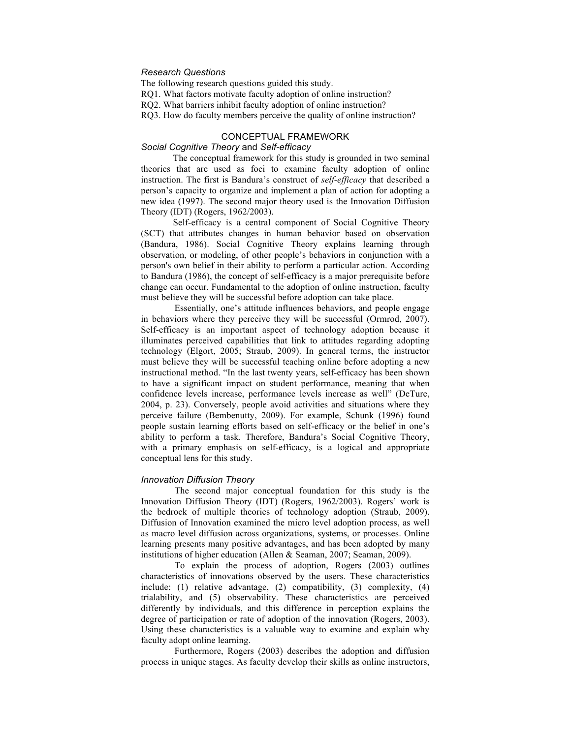### *Research Questions*

The following research questions guided this study.

RQ1. What factors motivate faculty adoption of online instruction?

RQ2. What barriers inhibit faculty adoption of online instruction?

RQ3. How do faculty members perceive the quality of online instruction?

## CONCEPTUAL FRAMEWORK

### *Social Cognitive Theory* and *Self-efficacy*

The conceptual framework for this study is grounded in two seminal theories that are used as foci to examine faculty adoption of online instruction. The first is Bandura's construct of *self-efficacy* that described a person's capacity to organize and implement a plan of action for adopting a new idea (1997). The second major theory used is the Innovation Diffusion Theory (IDT) (Rogers, 1962/2003).

Self-efficacy is a central component of Social Cognitive Theory (SCT) that attributes changes in human behavior based on observation (Bandura, 1986). Social Cognitive Theory explains learning through observation, or modeling, of other people's behaviors in conjunction with a person's own belief in their ability to perform a particular action. According to Bandura (1986), the concept of self-efficacy is a major prerequisite before change can occur. Fundamental to the adoption of online instruction, faculty must believe they will be successful before adoption can take place.

Essentially, one's attitude influences behaviors, and people engage in behaviors where they perceive they will be successful (Ormrod, 2007). Self-efficacy is an important aspect of technology adoption because it illuminates perceived capabilities that link to attitudes regarding adopting technology (Elgort, 2005; Straub, 2009). In general terms, the instructor must believe they will be successful teaching online before adopting a new instructional method. "In the last twenty years, self-efficacy has been shown to have a significant impact on student performance, meaning that when confidence levels increase, performance levels increase as well" (DeTure, 2004, p. 23). Conversely, people avoid activities and situations where they perceive failure (Bembenutty, 2009). For example, Schunk (1996) found people sustain learning efforts based on self-efficacy or the belief in one's ability to perform a task. Therefore, Bandura's Social Cognitive Theory, with a primary emphasis on self-efficacy, is a logical and appropriate conceptual lens for this study.

### *Innovation Diffusion Theory*

The second major conceptual foundation for this study is the Innovation Diffusion Theory (IDT) (Rogers, 1962/2003). Rogers' work is the bedrock of multiple theories of technology adoption (Straub, 2009). Diffusion of Innovation examined the micro level adoption process, as well as macro level diffusion across organizations, systems, or processes. Online learning presents many positive advantages, and has been adopted by many institutions of higher education (Allen & Seaman, 2007; Seaman, 2009).

To explain the process of adoption, Rogers (2003) outlines characteristics of innovations observed by the users. These characteristics include: (1) relative advantage, (2) compatibility, (3) complexity, (4) trialability, and (5) observability. These characteristics are perceived differently by individuals, and this difference in perception explains the degree of participation or rate of adoption of the innovation (Rogers, 2003). Using these characteristics is a valuable way to examine and explain why faculty adopt online learning.

Furthermore, Rogers (2003) describes the adoption and diffusion process in unique stages. As faculty develop their skills as online instructors,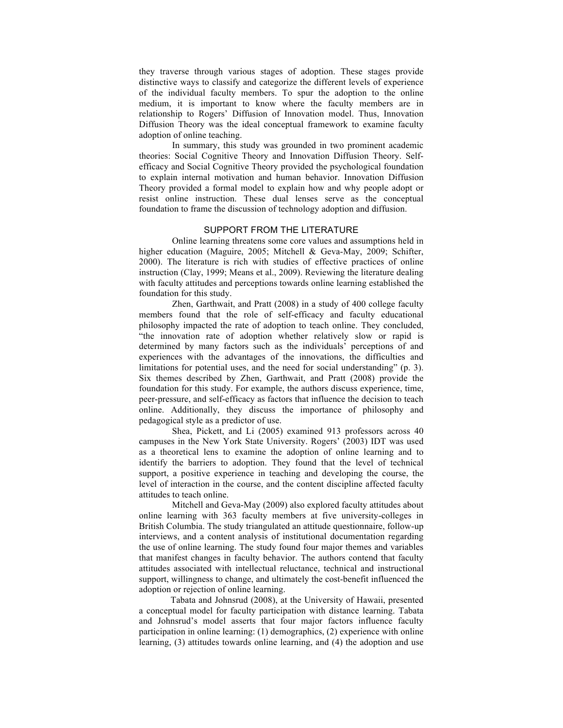they traverse through various stages of adoption. These stages provide distinctive ways to classify and categorize the different levels of experience of the individual faculty members. To spur the adoption to the online medium, it is important to know where the faculty members are in relationship to Rogers' Diffusion of Innovation model. Thus, Innovation Diffusion Theory was the ideal conceptual framework to examine faculty adoption of online teaching.

In summary, this study was grounded in two prominent academic theories: Social Cognitive Theory and Innovation Diffusion Theory. Self-efficacy and Social Cognitive Theory provided the psychological foundation to explain internal motivation and human behavior. Innovation Diffusion Theory provided a formal model to explain how and why people adopt or resist online instruction. These dual lenses serve as the conceptual foundation to frame the discussion of technology adoption and diffusion.

## SUPPORT FROM THE LITERATURE

Online learning threatens some core values and assumptions held in higher education (Maguire, 2005; Mitchell & Geva-May, 2009; Schifter, 2000). The literature is rich with studies of effective practices of online instruction (Clay, 1999; Means et al., 2009). Reviewing the literature dealing with faculty attitudes and perceptions towards online learning established the foundation for this study.

Zhen, Garthwait, and Pratt (2008) in a study of 400 college faculty members found that the role of self-efficacy and faculty educational philosophy impacted the rate of adoption to teach online. They concluded, "the innovation rate of adoption whether relatively slow or rapid is determined by many factors such as the individuals' perceptions of and experiences with the advantages of the innovations, the difficulties and limitations for potential uses, and the need for social understanding" (p. 3). Six themes described by Zhen, Garthwait, and Pratt (2008) provide the foundation for this study. For example, the authors discuss experience, time, peer-pressure, and self-efficacy as factors that influence the decision to teach online. Additionally, they discuss the importance of philosophy and pedagogical style as a predictor of use.

Shea, Pickett, and Li (2005) examined 913 professors across 40 campuses in the New York State University. Rogers' (2003) IDT was used as a theoretical lens to examine the adoption of online learning and to identify the barriers to adoption. They found that the level of technical support, a positive experience in teaching and developing the course, the level of interaction in the course, and the content discipline affected faculty attitudes to teach online.

Mitchell and Geva-May (2009) also explored faculty attitudes about online learning with 363 faculty members at five university-colleges in British Columbia. The study triangulated an attitude questionnaire, follow-up interviews, and a content analysis of institutional documentation regarding the use of online learning. The study found four major themes and variables that manifest changes in faculty behavior. The authors contend that faculty attitudes associated with intellectual reluctance, technical and instructional support, willingness to change, and ultimately the cost-benefit influenced the adoption or rejection of online learning.

Tabata and Johnsrud (2008), at the University of Hawaii, presented a conceptual model for faculty participation with distance learning. Tabata and Johnsrud's model asserts that four major factors influence faculty participation in online learning: (1) demographics, (2) experience with online learning, (3) attitudes towards online learning, and (4) the adoption and use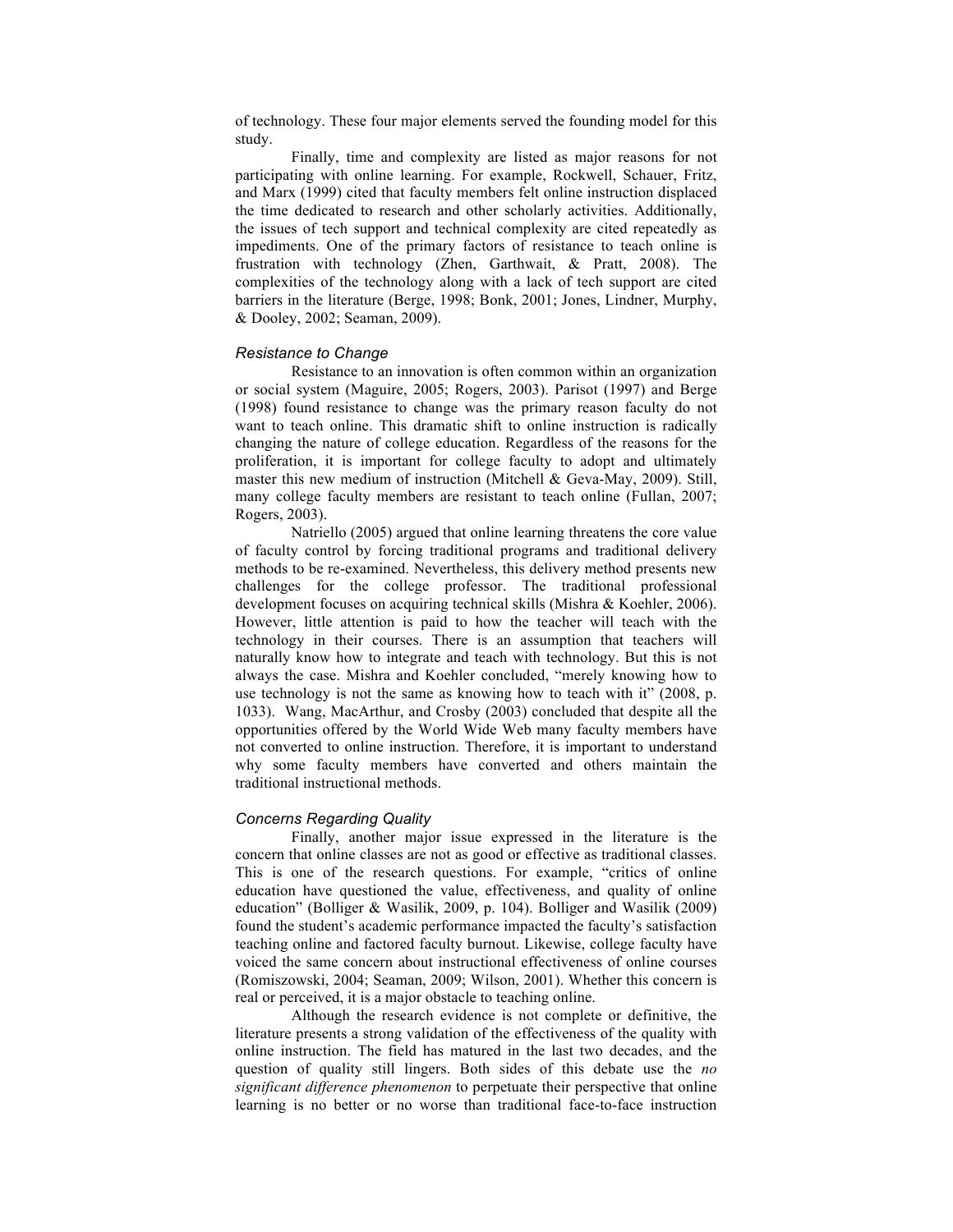of technology. These four major elements served the founding model for this study.

Finally, time and complexity are listed as major reasons for not participating with online learning. For example, Rockwell, Schauer, Fritz, and Marx (1999) cited that faculty members felt online instruction displaced the time dedicated to research and other scholarly activities. Additionally, the issues of tech support and technical complexity are cited repeatedly as impediments. One of the primary factors of resistance to teach online is frustration with technology (Zhen, Garthwait, & Pratt, 2008). The complexities of the technology along with a lack of tech support are cited barriers in the literature (Berge, 1998; Bonk, 2001; Jones, Lindner, Murphy, & Dooley, 2002; Seaman, 2009).

### *Resistance to Change*

Resistance to an innovation is often common within an organization or social system (Maguire, 2005; Rogers, 2003). Parisot (1997) and Berge (1998) found resistance to change was the primary reason faculty do not want to teach online. This dramatic shift to online instruction is radically changing the nature of college education. Regardless of the reasons for the proliferation, it is important for college faculty to adopt and ultimately master this new medium of instruction (Mitchell & Geva-May, 2009). Still, many college faculty members are resistant to teach online (Fullan, 2007; Rogers, 2003).

Natriello (2005) argued that online learning threatens the core value of faculty control by forcing traditional programs and traditional delivery methods to be re-examined. Nevertheless, this delivery method presents new challenges for the college professor. The traditional professional development focuses on acquiring technical skills (Mishra & Koehler, 2006). However, little attention is paid to how the teacher will teach with the technology in their courses. There is an assumption that teachers will naturally know how to integrate and teach with technology. But this is not always the case. Mishra and Koehler concluded, "merely knowing how to use technology is not the same as knowing how to teach with it" (2008, p. 1033). Wang, MacArthur, and Crosby (2003) concluded that despite all the opportunities offered by the World Wide Web many faculty members have not converted to online instruction. Therefore, it is important to understand why some faculty members have converted and others maintain the traditional instructional methods.

### *Concerns Regarding Quality*

Finally, another major issue expressed in the literature is the concern that online classes are not as good or effective as traditional classes. This is one of the research questions. For example, "critics of online education have questioned the value, effectiveness, and quality of online education" (Bolliger & Wasilik, 2009, p. 104). Bolliger and Wasilik (2009) found the student's academic performance impacted the faculty's satisfaction teaching online and factored faculty burnout. Likewise, college faculty have voiced the same concern about instructional effectiveness of online courses (Romiszowski, 2004; Seaman, 2009; Wilson, 2001). Whether this concern is real or perceived, it is a major obstacle to teaching online.

Although the research evidence is not complete or definitive, the literature presents a strong validation of the effectiveness of the quality with online instruction. The field has matured in the last two decades, and the question of quality still lingers. Both sides of this debate use the *no significant difference phenomenon* to perpetuate their perspective that online learning is no better or no worse than traditional face-to-face instruction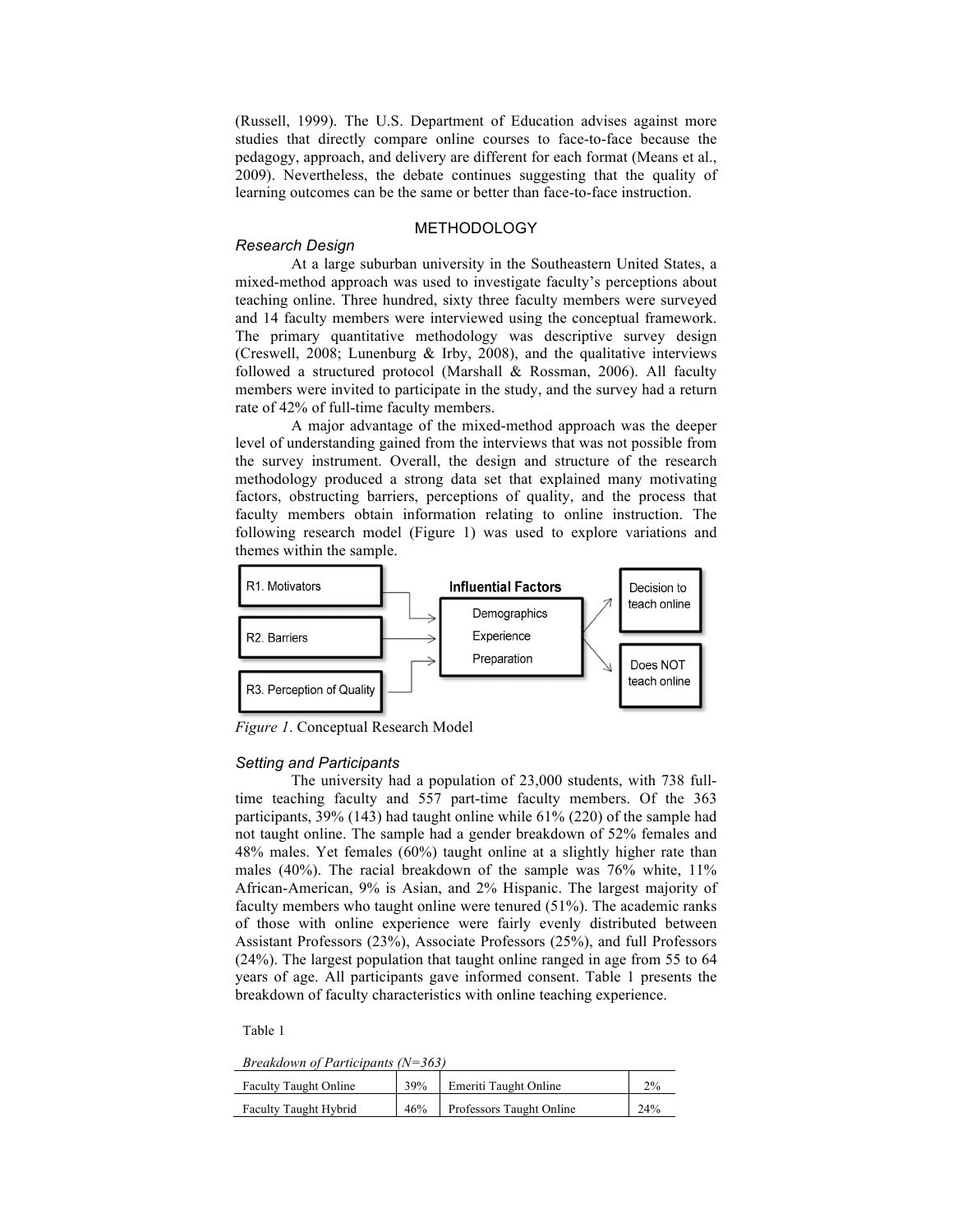(Russell, 1999). The U.S. Department of Education advises against more studies that directly compare online courses to face-to-face because the pedagogy, approach, and delivery are different for each format (Means et al., 2009). Nevertheless, the debate continues suggesting that the quality of learning outcomes can be the same or better than face-to-face instruction.

## METHODOLOGY

### *Research Design*

At a large suburban university in the Southeastern United States, a mixed-method approach was used to investigate faculty's perceptions about teaching online. Three hundred, sixty three faculty members were surveyed and 14 faculty members were interviewed using the conceptual framework. The primary quantitative methodology was descriptive survey design (Creswell, 2008; Lunenburg & Irby, 2008), and the qualitative interviews followed a structured protocol (Marshall & Rossman, 2006). All faculty members were invited to participate in the study, and the survey had a return rate of 42% of full-time faculty members.

A major advantage of the mixed-method approach was the deeper level of understanding gained from the interviews that was not possible from the survey instrument. Overall, the design and structure of the research methodology produced a strong data set that explained many motivating factors, obstructing barriers, perceptions of quality, and the process that faculty members obtain information relating to online instruction. The following research model (Figure 1) was used to explore variations and themes within the sample.

R1. Motivators

R2. Barriers

R3. Perception of Quality

**Influential Factors**

Demographics

Experience

Preparation

Decision to teach online

Does NOT teach online

*Figure 1*. Conceptual Research Model

### *Setting and Participants*

The university had a population of 23,000 students, with 738 full-time teaching faculty and 557 part-time faculty members. Of the 363 participants, 39% (143) had taught online while 61% (220) of the sample had not taught online. The sample had a gender breakdown of 52% females and 48% males. Yet females (60%) taught online at a slightly higher rate than males (40%). The racial breakdown of the sample was 76% white, 11% African-American, 9% is Asian, and 2% Hispanic. The largest majority of faculty members who taught online were tenured (51%). The academic ranks of those with online experience were fairly evenly distributed between Assistant Professors (23%), Associate Professors (25%), and full Professors (24%). The largest population that taught online ranged in age from 55 to 64 years of age. All participants gave informed consent. Table 1 presents the breakdown of faculty characteristics with online teaching experience.

Table 1

*Breakdown of Participants (N=363)*

| | | | |
|---|---|---|---|
| Faculty Taught Online | 39% | Emeriti Taught Online | 2% |
| Faculty Taught Hybrid | 46% | Professors Taught Online | 24% |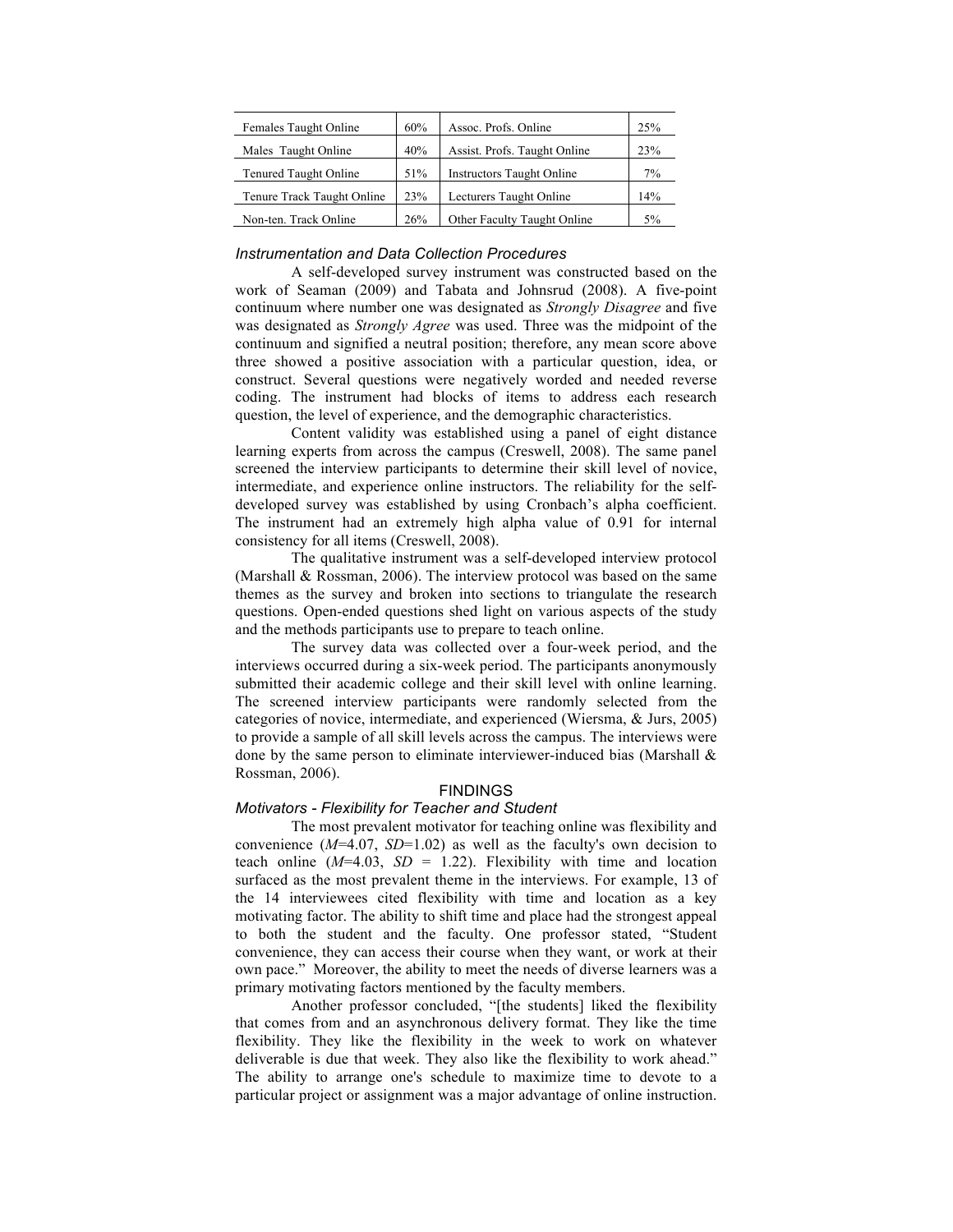| Females Taught Online | 60% | Assoc. Profs. Online | 25% |
|---|---|---|---|
| Males Taught Online | 40% | Assist. Profs. Taught Online | 23% |
| Tenured Taught Online | 51% | Instructors Taught Online | 7% |
| Tenure Track Taught Online | 23% | Lecturers Taught Online | 14% |
| Non-ten. Track Online | 26% | Other Faculty Taught Online | 5% |

### *Instrumentation and Data Collection Procedures*

A self-developed survey instrument was constructed based on the work of Seaman (2009) and Tabata and Johnsrud (2008). A five-point continuum where number one was designated as *Strongly Disagree* and five was designated as *Strongly Agree* was used. Three was the midpoint of the continuum and signified a neutral position; therefore, any mean score above three showed a positive association with a particular question, idea, or construct. Several questions were negatively worded and needed reverse coding. The instrument had blocks of items to address each research question, the level of experience, and the demographic characteristics.

Content validity was established using a panel of eight distance learning experts from across the campus (Creswell, 2008). The same panel screened the interview participants to determine their skill level of novice, intermediate, and experience online instructors. The reliability for the self-developed survey was established by using Cronbach's alpha coefficient. The instrument had an extremely high alpha value of 0.91 for internal consistency for all items (Creswell, 2008).

The qualitative instrument was a self-developed interview protocol (Marshall & Rossman, 2006). The interview protocol was based on the same themes as the survey and broken into sections to triangulate the research questions. Open-ended questions shed light on various aspects of the study and the methods participants use to prepare to teach online.

The survey data was collected over a four-week period, and the interviews occurred during a six-week period. The participants anonymously submitted their academic college and their skill level with online learning. The screened interview participants were randomly selected from the categories of novice, intermediate, and experienced (Wiersma, & Jurs, 2005) to provide a sample of all skill levels across the campus. The interviews were done by the same person to eliminate interviewer-induced bias (Marshall & Rossman, 2006).

## FINDINGS

### *Motivators - Flexibility for Teacher and Student*

The most prevalent motivator for teaching online was flexibility and convenience ($M$=4.07, $SD$=1.02) as well as the faculty's own decision to teach online ($M$=4.03, $SD$ = 1.22). Flexibility with time and location surfaced as the most prevalent theme in the interviews. For example, 13 of the 14 interviewees cited flexibility with time and location as a key motivating factor. The ability to shift time and place had the strongest appeal to both the student and the faculty. One professor stated, "Student convenience, they can access their course when they want, or work at their own pace." Moreover, the ability to meet the needs of diverse learners was a primary motivating factors mentioned by the faculty members.

Another professor concluded, "[the students] liked the flexibility that comes from and an asynchronous delivery format. They like the time flexibility. They like the flexibility in the week to work on whatever deliverable is due that week. They also like the flexibility to work ahead." The ability to arrange one's schedule to maximize time to devote to a particular project or assignment was a major advantage of online instruction.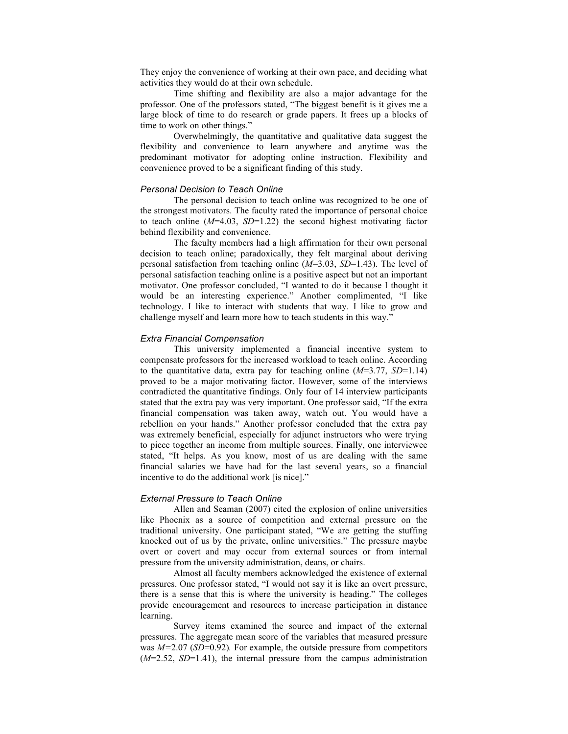They enjoy the convenience of working at their own pace, and deciding what activities they would do at their own schedule.

Time shifting and flexibility are also a major advantage for the professor. One of the professors stated, "The biggest benefit is it gives me a large block of time to do research or grade papers. It frees up a blocks of time to work on other things."

Overwhelmingly, the quantitative and qualitative data suggest the flexibility and convenience to learn anywhere and anytime was the predominant motivator for adopting online instruction. Flexibility and convenience proved to be a significant finding of this study.

### *Personal Decision to Teach Online*

The personal decision to teach online was recognized to be one of the strongest motivators. The faculty rated the importance of personal choice to teach online ($M$=4.03, $SD$=1.22) the second highest motivating factor behind flexibility and convenience.

The faculty members had a high affirmation for their own personal decision to teach online; paradoxically, they felt marginal about deriving personal satisfaction from teaching online ($M$=3.03, $SD$=1.43). The level of personal satisfaction teaching online is a positive aspect but not an important motivator. One professor concluded, "I wanted to do it because I thought it would be an interesting experience." Another complimented, "I like technology. I like to interact with students that way. I like to grow and challenge myself and learn more how to teach students in this way."

### *Extra Financial Compensation*

This university implemented a financial incentive system to compensate professors for the increased workload to teach online. According to the quantitative data, extra pay for teaching online ($M$=3.77, $SD$=1.14) proved to be a major motivating factor. However, some of the interviews contradicted the quantitative findings. Only four of 14 interview participants stated that the extra pay was very important. One professor said, "If the extra financial compensation was taken away, watch out. You would have a rebellion on your hands." Another professor concluded that the extra pay was extremely beneficial, especially for adjunct instructors who were trying to piece together an income from multiple sources. Finally, one interviewee stated, "It helps. As you know, most of us are dealing with the same financial salaries we have had for the last several years, so a financial incentive to do the additional work [is nice]."

### *External Pressure to Teach Online*

Allen and Seaman (2007) cited the explosion of online universities like Phoenix as a source of competition and external pressure on the traditional university. One participant stated, "We are getting the stuffing knocked out of us by the private, online universities." The pressure maybe overt or covert and may occur from external sources or from internal pressure from the university administration, deans, or chairs.

Almost all faculty members acknowledged the existence of external pressures. One professor stated, "I would not say it is like an overt pressure, there is a sense that this is where the university is heading." The colleges provide encouragement and resources to increase participation in distance learning.

Survey items examined the source and impact of the external pressures. The aggregate mean score of the variables that measured pressure was $M$=2.07 ($SD$=0.92). For example, the outside pressure from competitors ($M$=2.52, $SD$=1.41), the internal pressure from the campus administration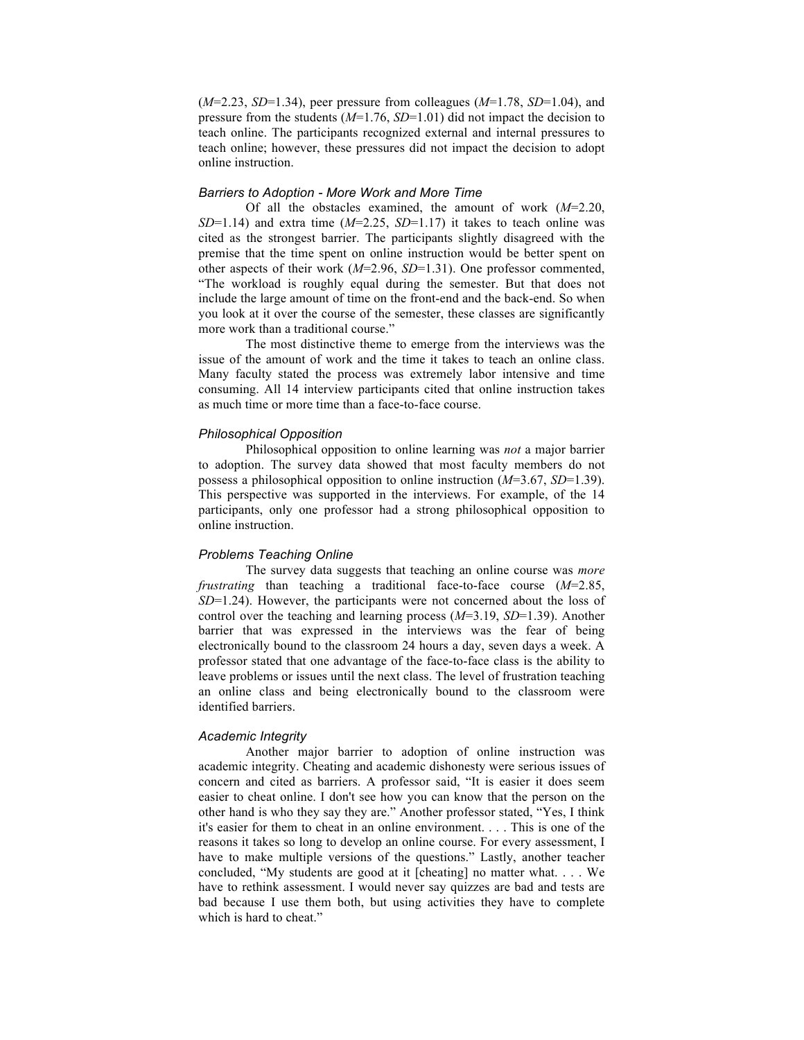($M$=2.23, $SD$=1.34), peer pressure from colleagues ($M$=1.78, $SD$=1.04), and pressure from the students ($M$=1.76, $SD$=1.01) did not impact the decision to teach online. The participants recognized external and internal pressures to teach online; however, these pressures did not impact the decision to adopt online instruction.

### *Barriers to Adoption - More Work and More Time*

Of all the obstacles examined, the amount of work ($M$=2.20, $SD$=1.14) and extra time ($M$=2.25, $SD$=1.17) it takes to teach online was cited as the strongest barrier. The participants slightly disagreed with the premise that the time spent on online instruction would be better spent on other aspects of their work ($M$=2.96, $SD$=1.31). One professor commented, "The workload is roughly equal during the semester. But that does not include the large amount of time on the front-end and the back-end. So when you look at it over the course of the semester, these classes are significantly more work than a traditional course."

The most distinctive theme to emerge from the interviews was the issue of the amount of work and the time it takes to teach an online class. Many faculty stated the process was extremely labor intensive and time consuming. All 14 interview participants cited that online instruction takes as much time or more time than a face-to-face course.

### *Philosophical Opposition*

Philosophical opposition to online learning was *not* a major barrier to adoption. The survey data showed that most faculty members do not possess a philosophical opposition to online instruction ($M$=3.67, $SD$=1.39). This perspective was supported in the interviews. For example, of the 14 participants, only one professor had a strong philosophical opposition to online instruction.

### *Problems Teaching Online*

The survey data suggests that teaching an online course was *more frustrating* than teaching a traditional face-to-face course ($M$=2.85, $SD$=1.24). However, the participants were not concerned about the loss of control over the teaching and learning process ($M$=3.19, $SD$=1.39). Another barrier that was expressed in the interviews was the fear of being electronically bound to the classroom 24 hours a day, seven days a week. A professor stated that one advantage of the face-to-face class is the ability to leave problems or issues until the next class. The level of frustration teaching an online class and being electronically bound to the classroom were identified barriers.

### *Academic Integrity*

Another major barrier to adoption of online instruction was academic integrity. Cheating and academic dishonesty were serious issues of concern and cited as barriers. A professor said, "It is easier it does seem easier to cheat online. I don't see how you can know that the person on the other hand is who they say they are." Another professor stated, "Yes, I think it's easier for them to cheat in an online environment. . . . This is one of the reasons it takes so long to develop an online course. For every assessment, I have to make multiple versions of the questions." Lastly, another teacher concluded, "My students are good at it [cheating] no matter what. . . . We have to rethink assessment. I would never say quizzes are bad and tests are bad because I use them both, but using activities they have to complete which is hard to cheat."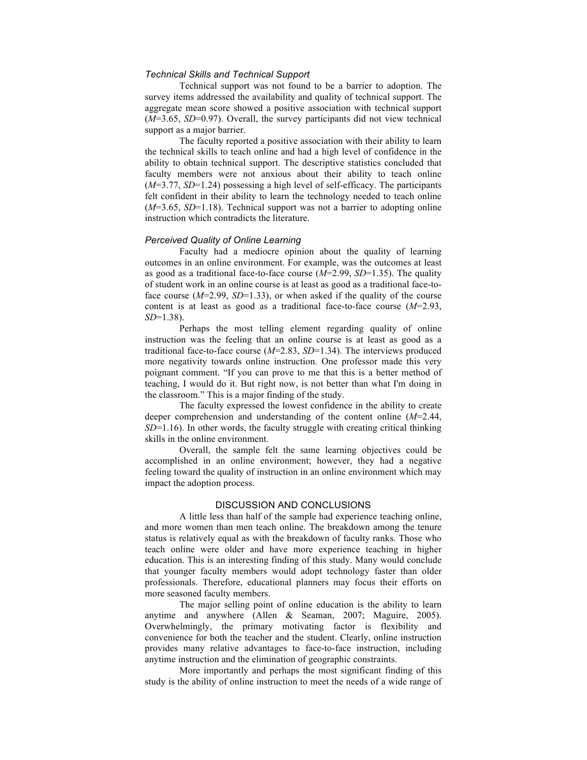### *Technical Skills and Technical Support*

Technical support was not found to be a barrier to adoption. The survey items addressed the availability and quality of technical support. The aggregate mean score showed a positive association with technical support ($M$=3.65, $SD$=0.97). Overall, the survey participants did not view technical support as a major barrier.

The faculty reported a positive association with their ability to learn the technical skills to teach online and had a high level of confidence in the ability to obtain technical support. The descriptive statistics concluded that faculty members were not anxious about their ability to teach online ($M$=3.77, $SD$=1.24) possessing a high level of self-efficacy. The participants felt confident in their ability to learn the technology needed to teach online ($M$=3.65, $SD$=1.18). Technical support was not a barrier to adopting online instruction which contradicts the literature.

### *Perceived Quality of Online Learning*

Faculty had a mediocre opinion about the quality of learning outcomes in an online environment. For example, was the outcomes at least as good as a traditional face-to-face course ($M$=2.99, $SD$=1.35). The quality of student work in an online course is at least as good as a traditional face-to-face course ($M$=2.99, $SD$=1.33), or when asked if the quality of the course content is at least as good as a traditional face-to-face course ($M$=2.93, $SD$=1.38).

Perhaps the most telling element regarding quality of online instruction was the feeling that an online course is at least as good as a traditional face-to-face course ($M$=2.83, $SD$=1.34). The interviews produced more negativity towards online instruction. One professor made this very poignant comment. "If you can prove to me that this is a better method of teaching, I would do it. But right now, is not better than what I'm doing in the classroom." This is a major finding of the study.

The faculty expressed the lowest confidence in the ability to create deeper comprehension and understanding of the content online ($M$=2.44, $SD$=1.16). In other words, the faculty struggle with creating critical thinking skills in the online environment.

Overall, the sample felt the same learning objectives could be accomplished in an online environment; however, they had a negative feeling toward the quality of instruction in an online environment which may impact the adoption process.

## DISCUSSION AND CONCLUSIONS

A little less than half of the sample had experience teaching online, and more women than men teach online. The breakdown among the tenure status is relatively equal as with the breakdown of faculty ranks. Those who teach online were older and have more experience teaching in higher education. This is an interesting finding of this study. Many would conclude that younger faculty members would adopt technology faster than older professionals. Therefore, educational planners may focus their efforts on more seasoned faculty members.

The major selling point of online education is the ability to learn anytime and anywhere (Allen & Seaman, 2007; Maguire, 2005). Overwhelmingly, the primary motivating factor is flexibility and convenience for both the teacher and the student. Clearly, online instruction provides many relative advantages to face-to-face instruction, including anytime instruction and the elimination of geographic constraints.

More importantly and perhaps the most significant finding of this study is the ability of online instruction to meet the needs of a wide range of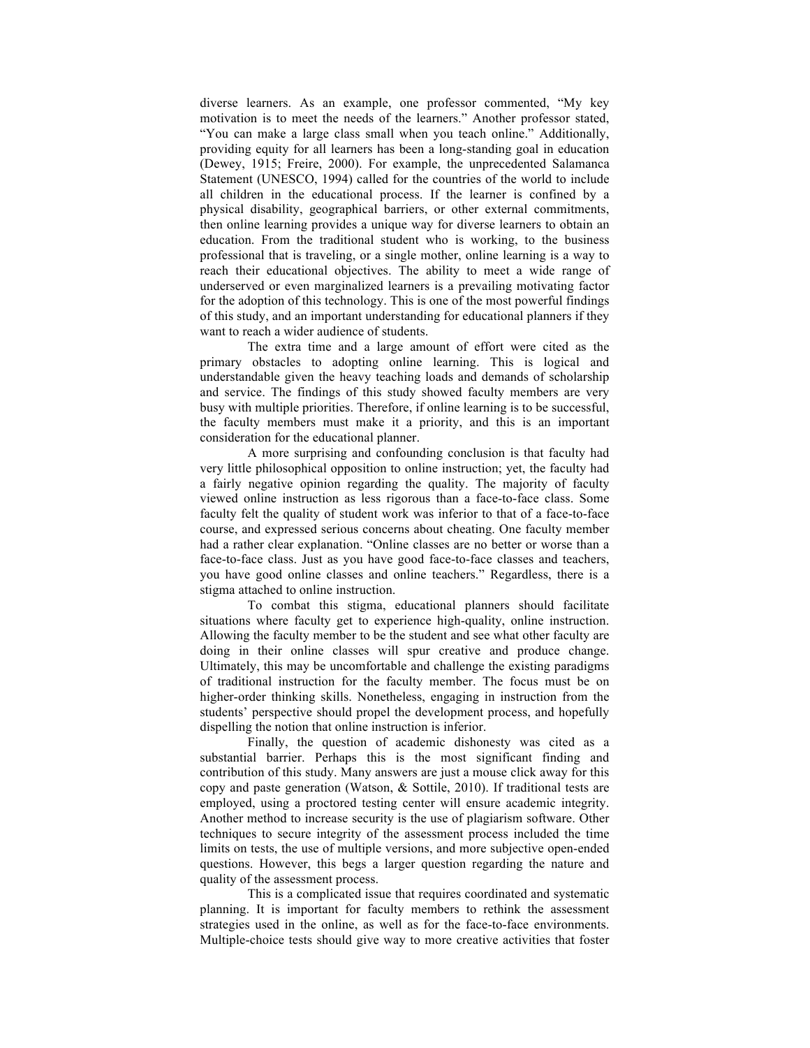diverse learners. As an example, one professor commented, "My key motivation is to meet the needs of the learners." Another professor stated, "You can make a large class small when you teach online." Additionally, providing equity for all learners has been a long-standing goal in education (Dewey, 1915; Freire, 2000). For example, the unprecedented Salamanca Statement (UNESCO, 1994) called for the countries of the world to include all children in the educational process. If the learner is confined by a physical disability, geographical barriers, or other external commitments, then online learning provides a unique way for diverse learners to obtain an education. From the traditional student who is working, to the business professional that is traveling, or a single mother, online learning is a way to reach their educational objectives. The ability to meet a wide range of underserved or even marginalized learners is a prevailing motivating factor for the adoption of this technology. This is one of the most powerful findings of this study, and an important understanding for educational planners if they want to reach a wider audience of students.

The extra time and a large amount of effort were cited as the primary obstacles to adopting online learning. This is logical and understandable given the heavy teaching loads and demands of scholarship and service. The findings of this study showed faculty members are very busy with multiple priorities. Therefore, if online learning is to be successful, the faculty members must make it a priority, and this is an important consideration for the educational planner.

A more surprising and confounding conclusion is that faculty had very little philosophical opposition to online instruction; yet, the faculty had a fairly negative opinion regarding the quality. The majority of faculty viewed online instruction as less rigorous than a face-to-face class. Some faculty felt the quality of student work was inferior to that of a face-to-face course, and expressed serious concerns about cheating. One faculty member had a rather clear explanation. "Online classes are no better or worse than a face-to-face class. Just as you have good face-to-face classes and teachers, you have good online classes and online teachers." Regardless, there is a stigma attached to online instruction.

To combat this stigma, educational planners should facilitate situations where faculty get to experience high-quality, online instruction. Allowing the faculty member to be the student and see what other faculty are doing in their online classes will spur creative and produce change. Ultimately, this may be uncomfortable and challenge the existing paradigms of traditional instruction for the faculty member. The focus must be on higher-order thinking skills. Nonetheless, engaging in instruction from the students' perspective should propel the development process, and hopefully dispelling the notion that online instruction is inferior.

Finally, the question of academic dishonesty was cited as a substantial barrier. Perhaps this is the most significant finding and contribution of this study. Many answers are just a mouse click away for this copy and paste generation (Watson, & Sottile, 2010). If traditional tests are employed, using a proctored testing center will ensure academic integrity. Another method to increase security is the use of plagiarism software. Other techniques to secure integrity of the assessment process included the time limits on tests, the use of multiple versions, and more subjective open-ended questions. However, this begs a larger question regarding the nature and quality of the assessment process.

This is a complicated issue that requires coordinated and systematic planning. It is important for faculty members to rethink the assessment strategies used in the online, as well as for the face-to-face environments. Multiple-choice tests should give way to more creative activities that foster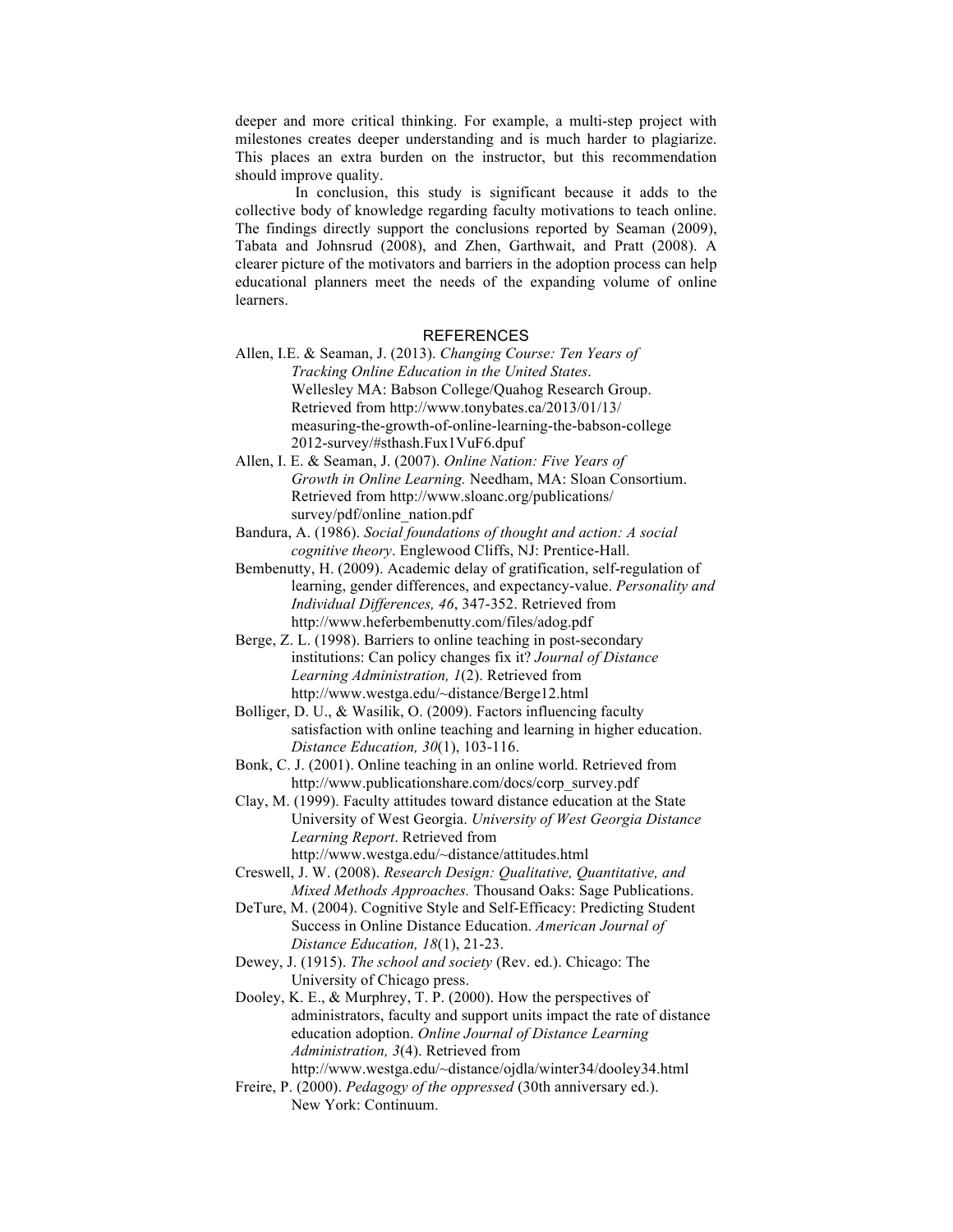deeper and more critical thinking. For example, a multi-step project with milestones creates deeper understanding and is much harder to plagiarize. This places an extra burden on the instructor, but this recommendation should improve quality.

In conclusion, this study is significant because it adds to the collective body of knowledge regarding faculty motivations to teach online. The findings directly support the conclusions reported by Seaman (2009), Tabata and Johnsrud (2008), and Zhen, Garthwait, and Pratt (2008). A clearer picture of the motivators and barriers in the adoption process can help educational planners meet the needs of the expanding volume of online learners.

## REFERENCES

Allen, I.E. & Seaman, J. (2013). *Changing Course: Ten Years of Tracking Online Education in the United States*. Wellesley MA: Babson College/Quahog Research Group. Retrieved from http://www.tonybates.ca/2013/01/13/measuring-the-growth-of-online-learning-the-babson-college 2012-survey/#sthash.Fux1VuF6.dpuf

Allen, I. E. & Seaman, J. (2007). *Online Nation: Five Years of Growth in Online Learning.* Needham, MA: Sloan Consortium. Retrieved from http://www.sloanc.org/publications/survey/pdf/online_nation.pdf

Bandura, A. (1986). *Social foundations of thought and action: A social cognitive theory*. Englewood Cliffs, NJ: Prentice-Hall.

Bembenutty, H. (2009). Academic delay of gratification, self-regulation of learning, gender differences, and expectancy-value. *Personality and Individual Differences, 46*, 347-352. Retrieved from http://www.heferbembenutty.com/files/adog.pdf

Berge, Z. L. (1998). Barriers to online teaching in post-secondary institutions: Can policy changes fix it? *Journal of Distance Learning Administration, 1*(2). Retrieved from http://www.westga.edu/~distance/Berge12.html

Bolliger, D. U., & Wasilik, O. (2009). Factors influencing faculty satisfaction with online teaching and learning in higher education. *Distance Education, 30*(1), 103-116.

Bonk, C. J. (2001). Online teaching in an online world. Retrieved from http://www.publicationshare.com/docs/corp_survey.pdf

Clay, M. (1999). Faculty attitudes toward distance education at the State University of West Georgia. *University of West Georgia Distance Learning Report*. Retrieved from http://www.westga.edu/~distance/attitudes.html

Creswell, J. W. (2008). *Research Design: Qualitative, Quantitative, and Mixed Methods Approaches.* Thousand Oaks: Sage Publications.

DeTure, M. (2004). Cognitive Style and Self-Efficacy: Predicting Student Success in Online Distance Education. *American Journal of Distance Education, 18*(1), 21-23.

Dewey, J. (1915). *The school and society* (Rev. ed.). Chicago: The University of Chicago press.

Dooley, K. E., & Murphrey, T. P. (2000). How the perspectives of administrators, faculty and support units impact the rate of distance education adoption. *Online Journal of Distance Learning Administration, 3*(4). Retrieved from http://www.westga.edu/~distance/ojdla/winter34/dooley34.html

Freire, P. (2000). *Pedagogy of the oppressed* (30th anniversary ed.). New York: Continuum.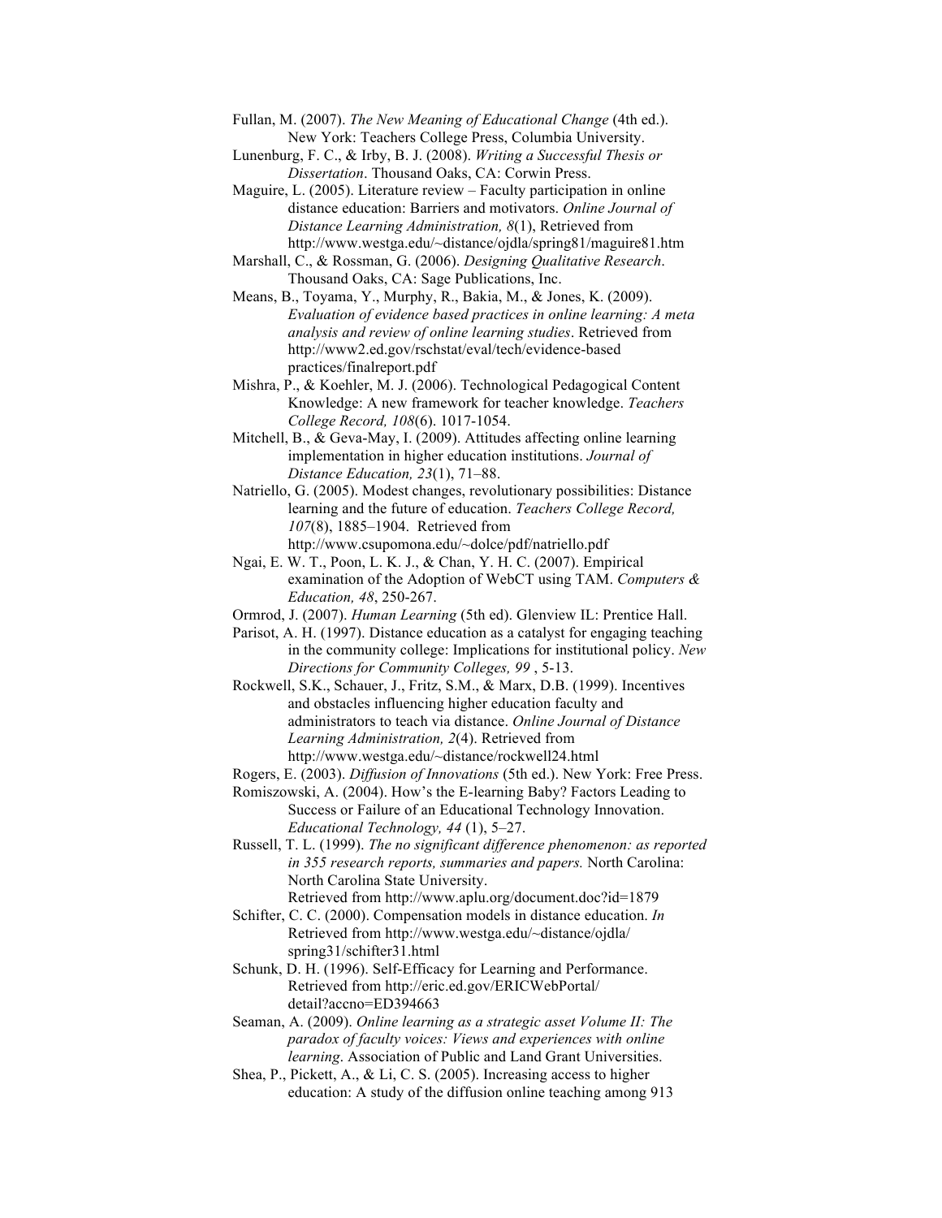Fullan, M. (2007). *The New Meaning of Educational Change* (4th ed.). New York: Teachers College Press, Columbia University.

Lunenburg, F. C., & Irby, B. J. (2008). *Writing a Successful Thesis or Dissertation*. Thousand Oaks, CA: Corwin Press.

Maguire, L. (2005). Literature review – Faculty participation in online distance education: Barriers and motivators. *Online Journal of Distance Learning Administration, 8*(1), Retrieved from http://www.westga.edu/~distance/ojdla/spring81/maguire81.htm

Marshall, C., & Rossman, G. (2006). *Designing Qualitative Research*. Thousand Oaks, CA: Sage Publications, Inc.

Means, B., Toyama, Y., Murphy, R., Bakia, M., & Jones, K. (2009). *Evaluation of evidence based practices in online learning: A meta analysis and review of online learning studies*. Retrieved from http://www2.ed.gov/rschstat/eval/tech/evidence-based practices/finalreport.pdf

Mishra, P., & Koehler, M. J. (2006). Technological Pedagogical Content Knowledge: A new framework for teacher knowledge. *Teachers College Record, 108*(6). 1017-1054.

Mitchell, B., & Geva-May, I. (2009). Attitudes affecting online learning implementation in higher education institutions. *Journal of Distance Education, 23*(1), 71–88.

Natriello, G. (2005). Modest changes, revolutionary possibilities: Distance learning and the future of education. *Teachers College Record, 107*(8), 1885–1904. Retrieved from http://www.csupomona.edu/~dolce/pdf/natriello.pdf

Ngai, E. W. T., Poon, L. K. J., & Chan, Y. H. C. (2007). Empirical examination of the Adoption of WebCT using TAM. *Computers & Education, 48*, 250-267.

Ormrod, J. (2007). *Human Learning* (5th ed). Glenview IL: Prentice Hall.

Parisot, A. H. (1997). Distance education as a catalyst for engaging teaching in the community college: Implications for institutional policy. *New Directions for Community Colleges, 99* , 5-13.

Rockwell, S.K., Schauer, J., Fritz, S.M., & Marx, D.B. (1999). Incentives and obstacles influencing higher education faculty and administrators to teach via distance. *Online Journal of Distance Learning Administration, 2*(4). Retrieved from http://www.westga.edu/~distance/rockwell24.html

Rogers, E. (2003). *Diffusion of Innovations* (5th ed.). New York: Free Press.

Romiszowski, A. (2004). How's the E-learning Baby? Factors Leading to Success or Failure of an Educational Technology Innovation. *Educational Technology, 44* (1), 5–27.

Russell, T. L. (1999). *The no significant difference phenomenon: as reported in 355 research reports, summaries and papers.* North Carolina: North Carolina State University. Retrieved from http://www.aplu.org/document.doc?id=1879

Schifter, C. C. (2000). Compensation models in distance education. *In* Retrieved from http://www.westga.edu/~distance/ojdla/ spring31/schifter31.html

Schunk, D. H. (1996). Self-Efficacy for Learning and Performance. Retrieved from http://eric.ed.gov/ERICWebPortal/ detail?accno=ED394663

Seaman, A. (2009). *Online learning as a strategic asset Volume II: The paradox of faculty voices: Views and experiences with online learning*. Association of Public and Land Grant Universities.

Shea, P., Pickett, A., & Li, C. S. (2005). Increasing access to higher education: A study of the diffusion online teaching among 913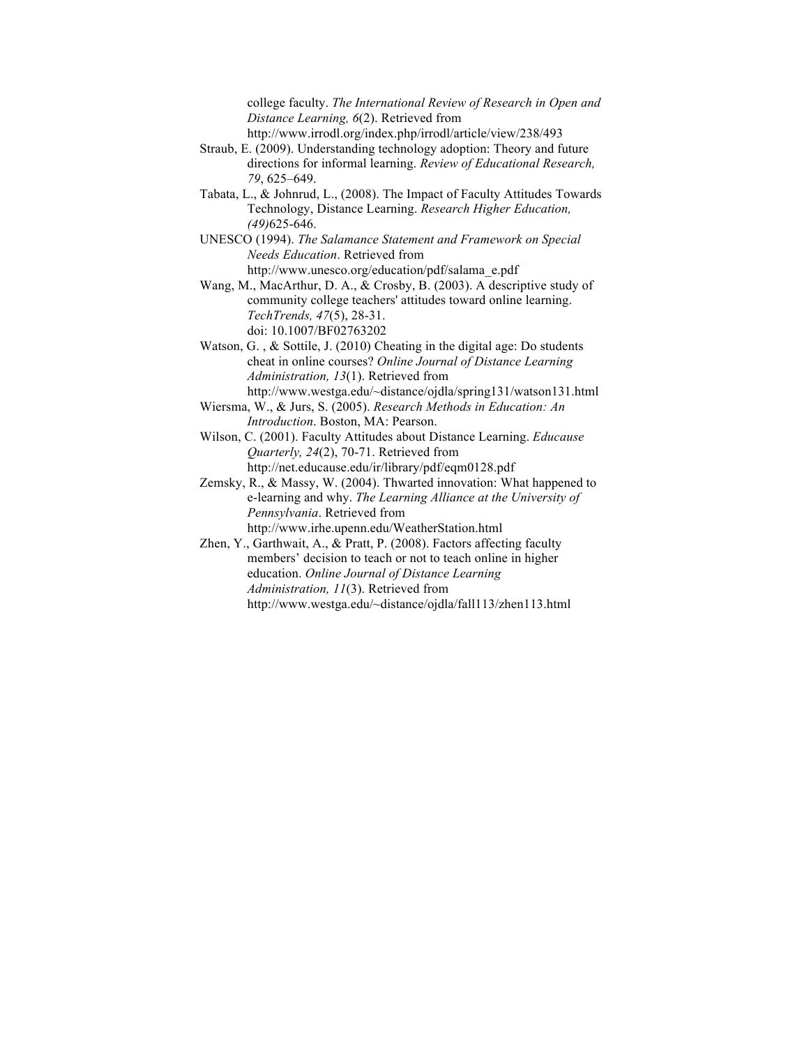college faculty. *The International Review of Research in Open and Distance Learning, 6*(2). Retrieved from http://www.irrodl.org/index.php/irrodl/article/view/238/493

Straub, E. (2009). Understanding technology adoption: Theory and future directions for informal learning. *Review of Educational Research, 79*, 625–649.

Tabata, L., & Johnrud, L., (2008). The Impact of Faculty Attitudes Towards Technology, Distance Learning. *Research Higher Education, (49)*625-646.

UNESCO (1994). *The Salamance Statement and Framework on Special Needs Education*. Retrieved from http://www.unesco.org/education/pdf/salama_e.pdf

Wang, M., MacArthur, D. A., & Crosby, B. (2003). A descriptive study of community college teachers' attitudes toward online learning. *TechTrends, 47*(5), 28-31. doi: 10.1007/BF02763202

Watson, G. , & Sottile, J. (2010) Cheating in the digital age: Do students cheat in online courses? *Online Journal of Distance Learning Administration, 13*(1). Retrieved from http://www.westga.edu/~distance/ojdla/spring131/watson131.html

Wiersma, W., & Jurs, S. (2005). *Research Methods in Education: An Introduction*. Boston, MA: Pearson.

Wilson, C. (2001). Faculty Attitudes about Distance Learning. *Educause Quarterly, 24*(2), 70-71. Retrieved from http://net.educause.edu/ir/library/pdf/eqm0128.pdf

Zemsky, R., & Massy, W. (2004). Thwarted innovation: What happened to e-learning and why. *The Learning Alliance at the University of Pennsylvania*. Retrieved from http://www.irhe.upenn.edu/WeatherStation.html

Zhen, Y., Garthwait, A., & Pratt, P. (2008). Factors affecting faculty members' decision to teach or not to teach online in higher education. *Online Journal of Distance Learning Administration, 11*(3). Retrieved from http://www.westga.edu/~distance/ojdla/fall113/zhen113.html